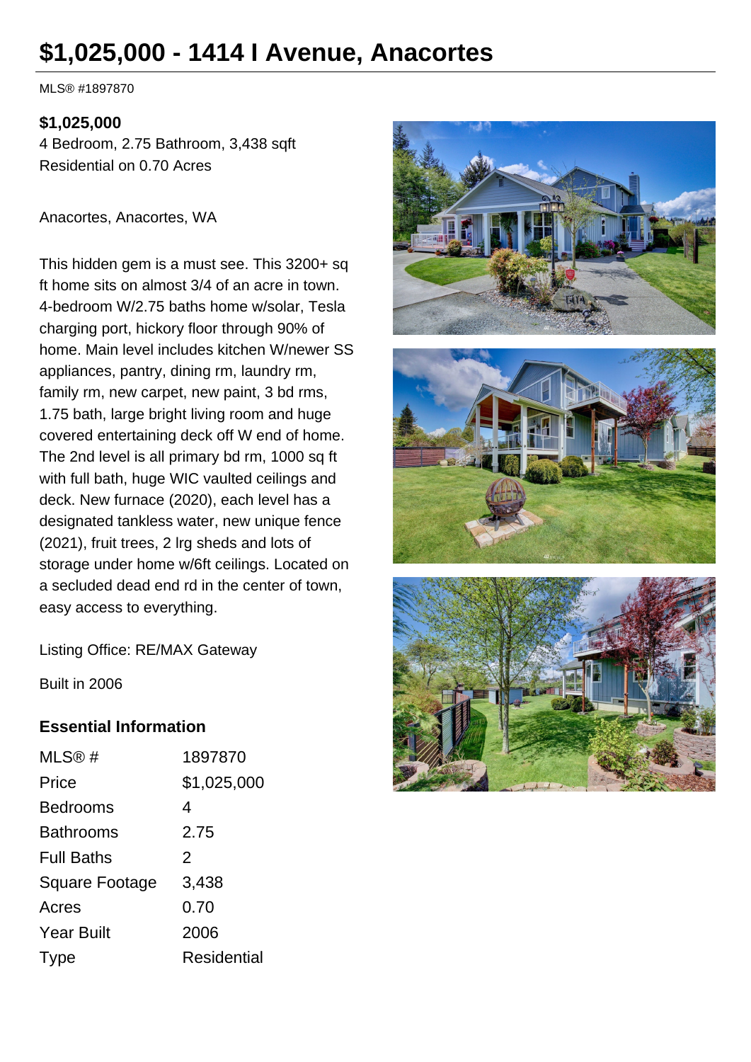# $1,025,000 - 1414 I Avenue, Anacortes

MLS® #1897870

**$1,025,000**
4 Bedroom, 2.75 Bathroom, 3,438 sqft
Residential on 0.70 Acres

Anacortes, Anacortes, WA

This hidden gem is a must see. This 3200+ sq ft home sits on almost 3/4 of an acre in town. 4-bedroom W/2.75 baths home w/solar, Tesla charging port, hickory floor through 90% of home. Main level includes kitchen W/newer SS appliances, pantry, dining rm, laundry rm, family rm, new carpet, new paint, 3 bd rms, 1.75 bath, large bright living room and huge covered entertaining deck off W end of home. The 2nd level is all primary bd rm, 1000 sq ft with full bath, huge WIC vaulted ceilings and deck. New furnace (2020), each level has a designated tankless water, new unique fence (2021), fruit trees, 2 lrg sheds and lots of storage under home w/6ft ceilings. Located on a secluded dead end rd in the center of town, easy access to everything.

Listing Office: RE/MAX Gateway

Built in 2006

### Essential Information

| | |
|---|---|
| MLS® # | 1897870 |
| Price | $1,025,000 |
| Bedrooms | 4 |
| Bathrooms | 2.75 |
| Full Baths | 2 |
| Square Footage | 3,438 |
| Acres | 0.70 |
| Year Built | 2006 |
| Type | Residential |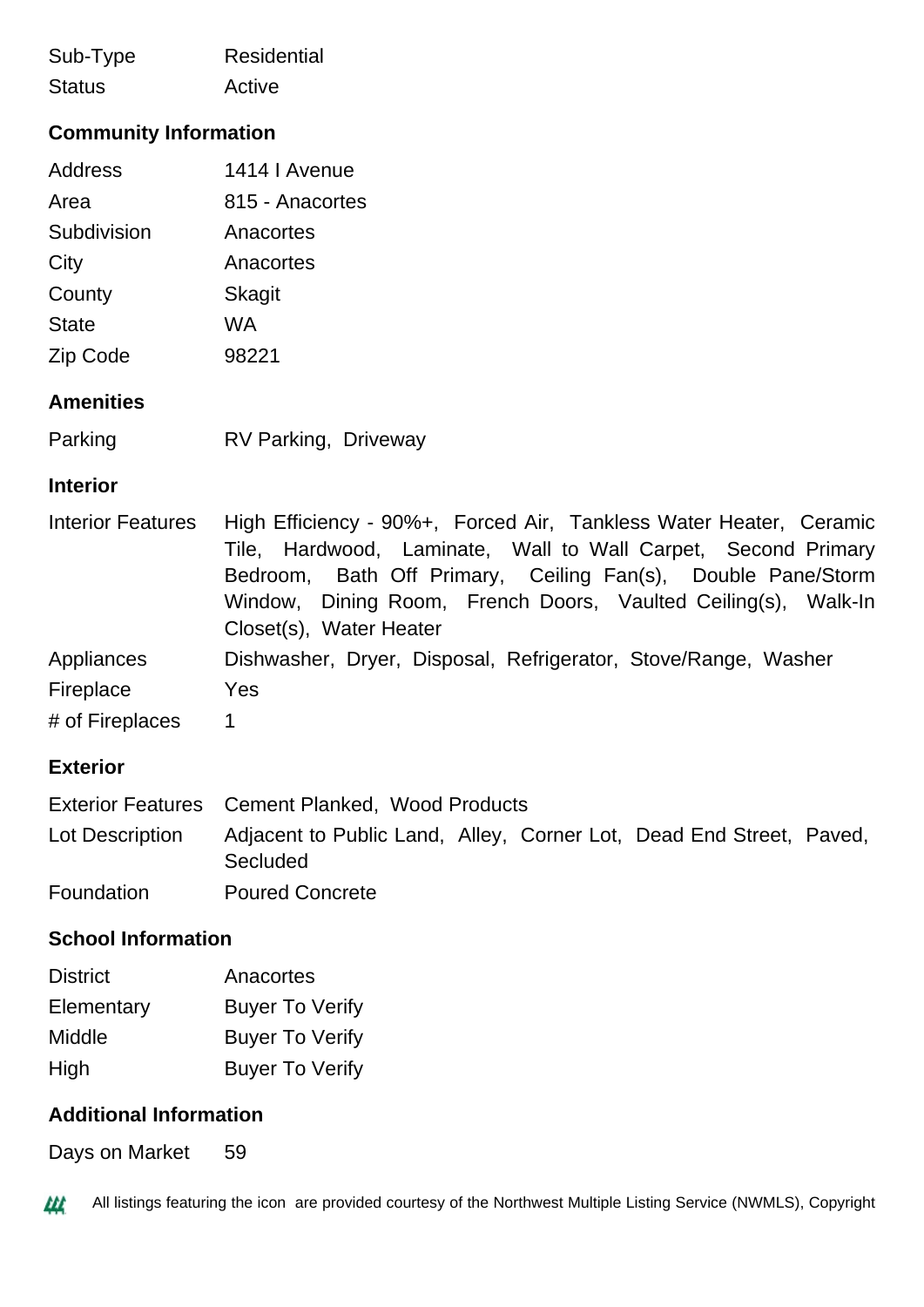| | |
|---|---|
| Sub-Type | Residential |
| Status | Active |

### Community Information

| | |
|---|---|
| Address | 1414 I Avenue |
| Area | 815 - Anacortes |
| Subdivision | Anacortes |
| City | Anacortes |
| County | Skagit |
| State | WA |
| Zip Code | 98221 |

### Amenities

| | |
|---|---|
| Parking | RV Parking, Driveway |

### Interior

| | |
|---|---|
| Interior Features | High Efficiency - 90%+, Forced Air, Tankless Water Heater, Ceramic Tile, Hardwood, Laminate, Wall to Wall Carpet, Second Primary Bedroom, Bath Off Primary, Ceiling Fan(s), Double Pane/Storm Window, Dining Room, French Doors, Vaulted Ceiling(s), Walk-In Closet(s), Water Heater |
| Appliances | Dishwasher, Dryer, Disposal, Refrigerator, Stove/Range, Washer |
| Fireplace | Yes |
| # of Fireplaces | 1 |

### Exterior

| | |
|---|---|
| Exterior Features | Cement Planked, Wood Products |
| Lot Description | Adjacent to Public Land, Alley, Corner Lot, Dead End Street, Paved, Secluded |
| Foundation | Poured Concrete |

### School Information

| | |
|---|---|
| District | Anacortes |
| Elementary | Buyer To Verify |
| Middle | Buyer To Verify |
| High | Buyer To Verify |

### Additional Information

| | |
|---|---|
| Days on Market | 59 |

All listings featuring the icon are provided courtesy of the Northwest Multiple Listing Service (NWMLS), Copyright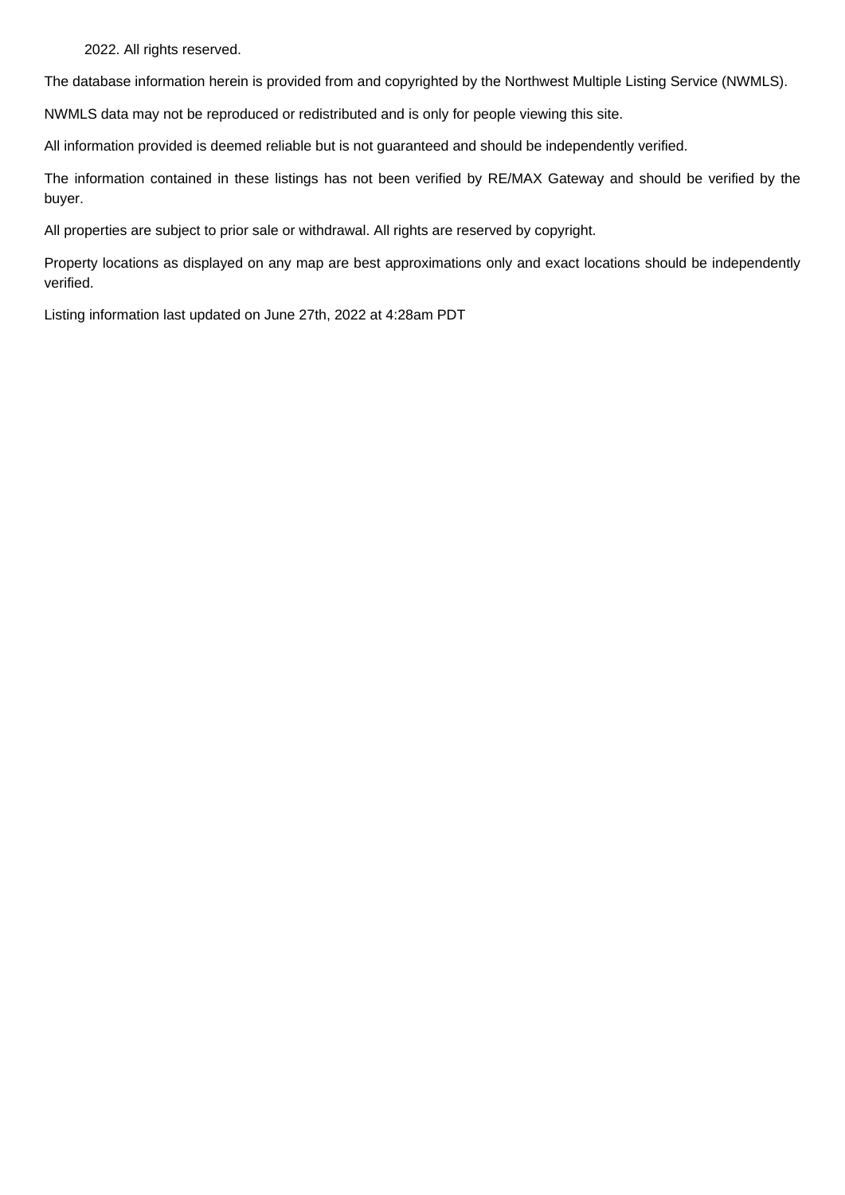2022. All rights reserved.

The database information herein is provided from and copyrighted by the Northwest Multiple Listing Service (NWMLS).

NWMLS data may not be reproduced or redistributed and is only for people viewing this site.

All information provided is deemed reliable but is not guaranteed and should be independently verified.

The information contained in these listings has not been verified by RE/MAX Gateway and should be verified by the buyer.

All properties are subject to prior sale or withdrawal. All rights are reserved by copyright.

Property locations as displayed on any map are best approximations only and exact locations should be independently verified.

Listing information last updated on June 27th, 2022 at 4:28am PDT